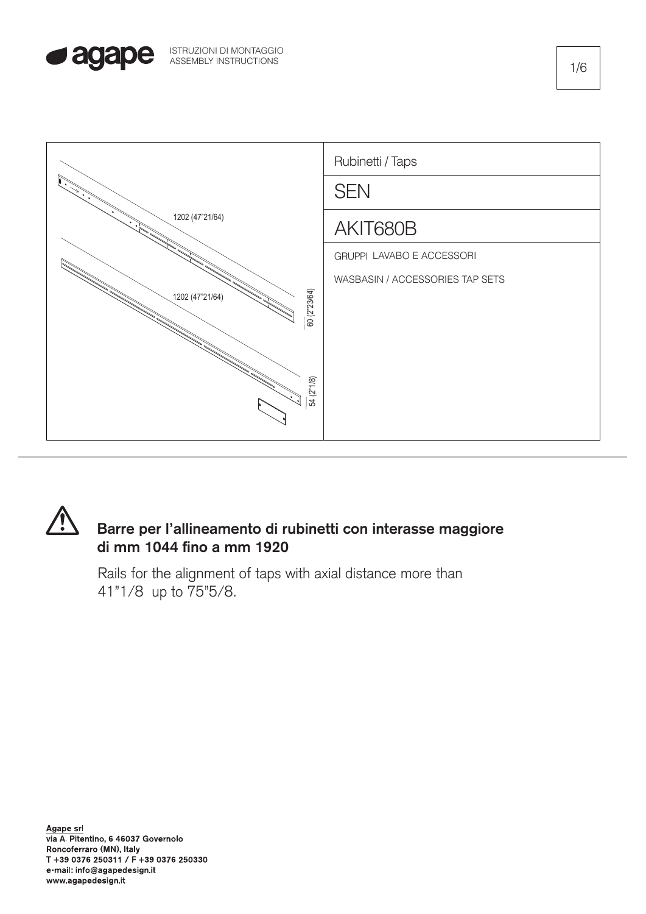ISTRUZIONI DI MONTAGGIO
ASSEMBLY INSTRUCTIONS

1202 (47"21/64)

1202 (47"21/64)

60 (2"23/64)

54 (2"1/8)

| Rubinetti / Taps |
|---|
| SEN |
| AKIT680B |
| GRUPPI LAVABO E ACCESSORI<br>WASBASIN / ACCESSORIES TAP SETS |

## Barre per l'allineamento di rubinetti con interasse maggiore di mm 1044 fino a mm 1920

Rails for the alignment of taps with axial distance more than 41"1/8 up to 75"5/8.

Agape srl
via A. Pitentino, 6 46037 Governolo
Roncoferraro (MN), Italy
T +39 0376 250311 / F +39 0376 250330
e-mail: info@agapedesign.it
www.agapedesign.it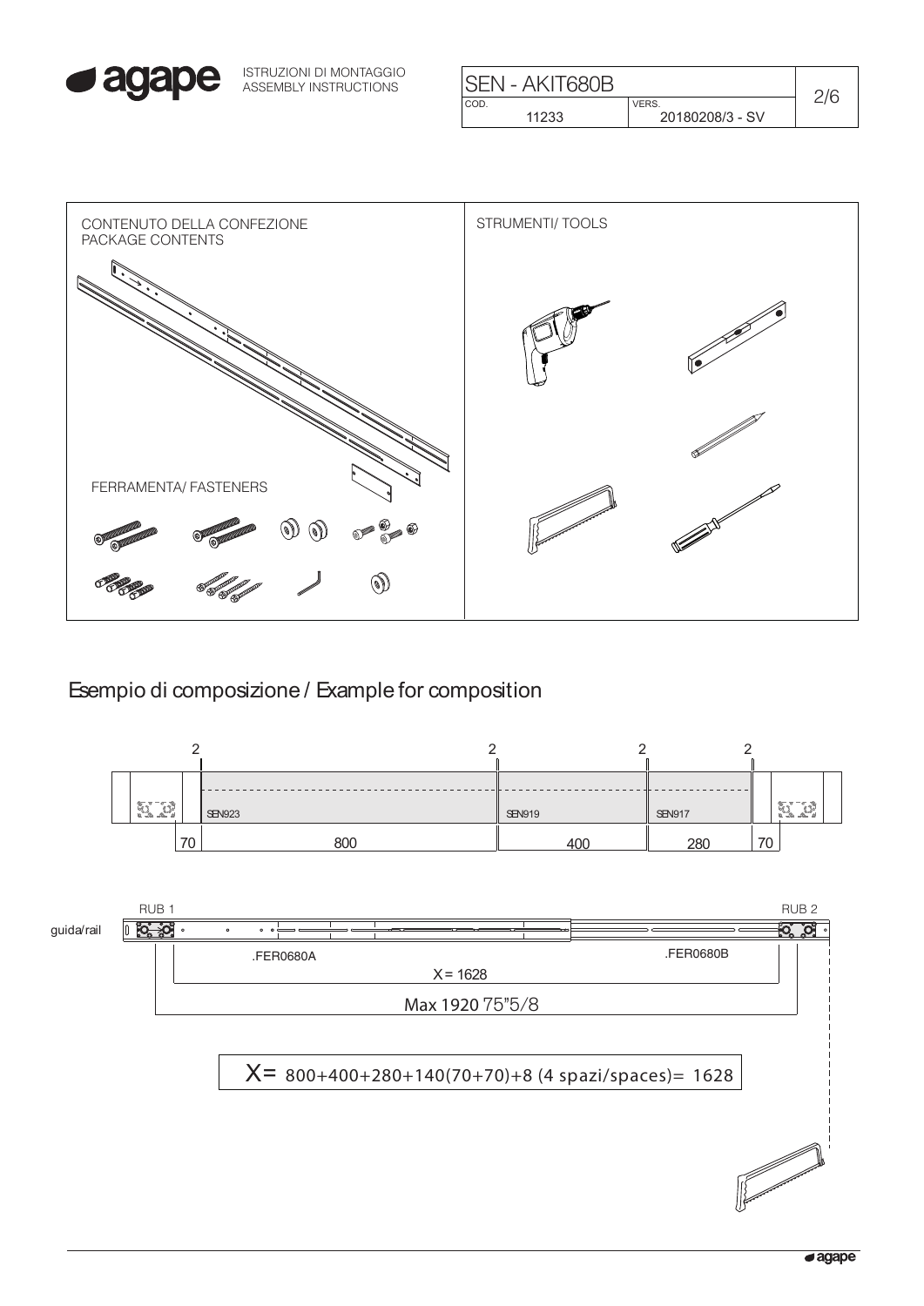ISTRUZIONI DI MONTAGGIO
ASSEMBLY INSTRUCTIONS

| SEN - AKIT680B | |
|---|---|
| COD. 11233 | VERS. 20180208/3 - SV |

CONTENUTO DELLA CONFEZIONE
PACKAGE CONTENTS

FERRAMENTA/ FASTENERS

STRUMENTI/ TOOLS

## Esempio di composizione / Example for composition

2 2 2 2

SEN923 SEN919 SEN917

70 800 400 280 70

RUB 1 RUB 2

guida/rail

.FER0680A .FER0680B

X = 1628

Max 1920 75"5/8

X= 800+400+280+140(70+70)+8 (4 spazi/spaces)= 1628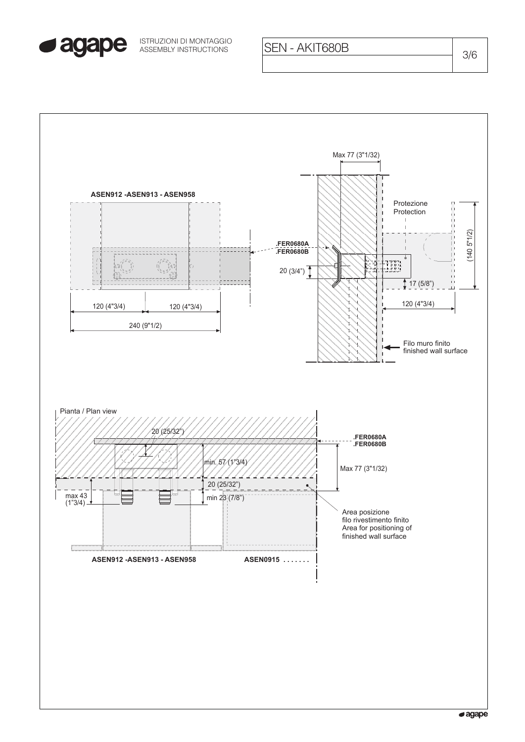SEN - AKIT680B

ASEN912 -ASEN913 - ASEN958

120 (4"3/4)

120 (4"3/4)

240 (9"1/2)

Max 77 (3"1/32)

.FER0680A
.FER0680B

20 (3/4")

Protezione
Protection

(140 5"1/2)

17 (5/8")

120 (4"3/4)

Filo muro finito
finished wall surface

Pianta / Plan view

20 (25/32")

.FER0680A
.FER0680B

min. 57 (1"3/4)

Max 77 (3"1/32)

20 (25/32")

max 43
(1"3/4)

min 23 (7/8")

Area posizione
filo rivestimento finito
Area for positioning of
finished wall surface

ASEN912 -ASEN913 - ASEN958

ASEN0915 .......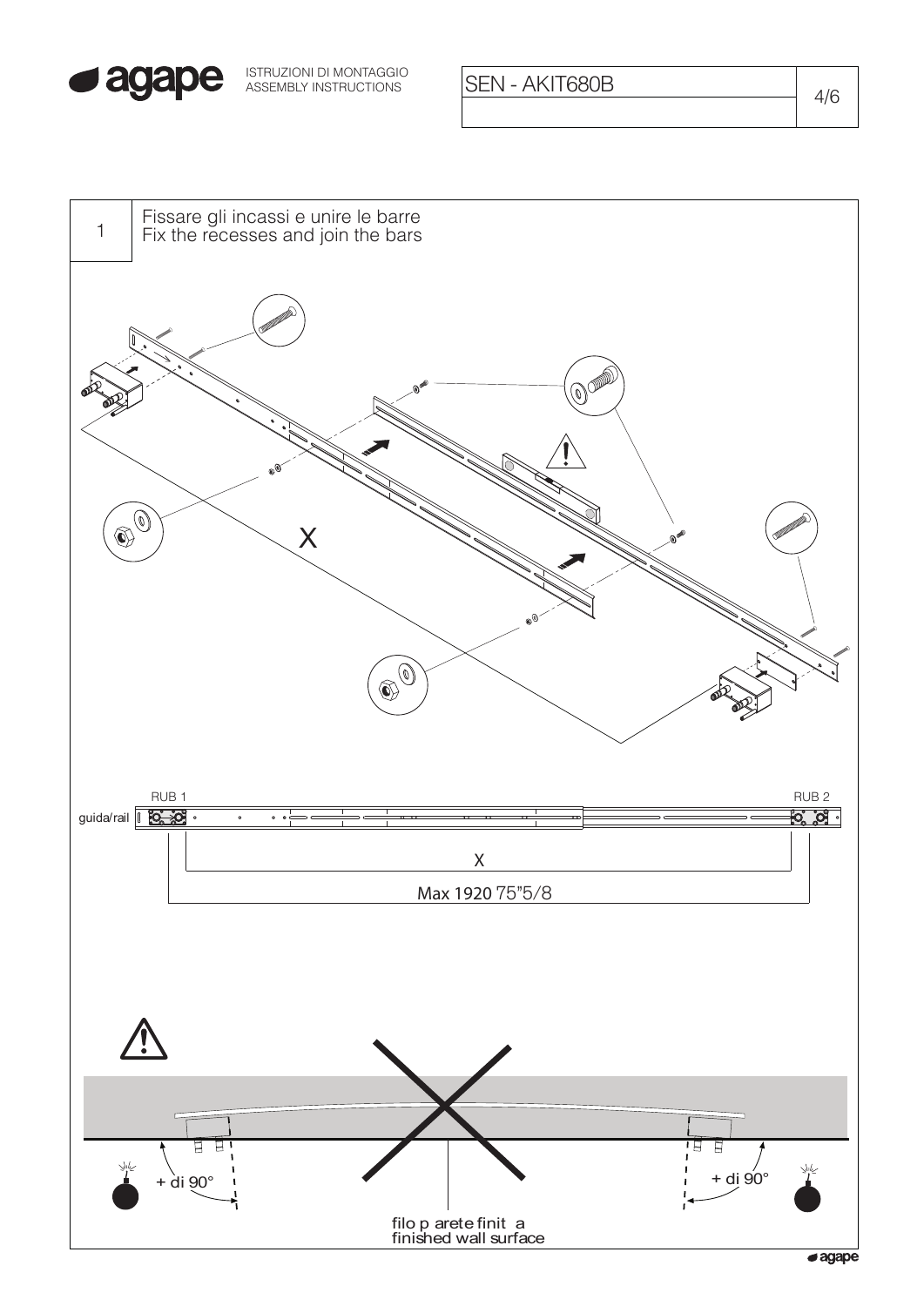ISTRUZIONI DI MONTAGGIO
ASSEMBLY INSTRUCTIONS

SEN - AKIT680B

## 1 Fissare gli incassi e unire le barre
Fix the recesses and join the bars

X

RUB 1

RUB 2

guida/rail

X

Max 1920 75"5/8

+ di 90°

+ di 90°

filo parete finita
finished wall surface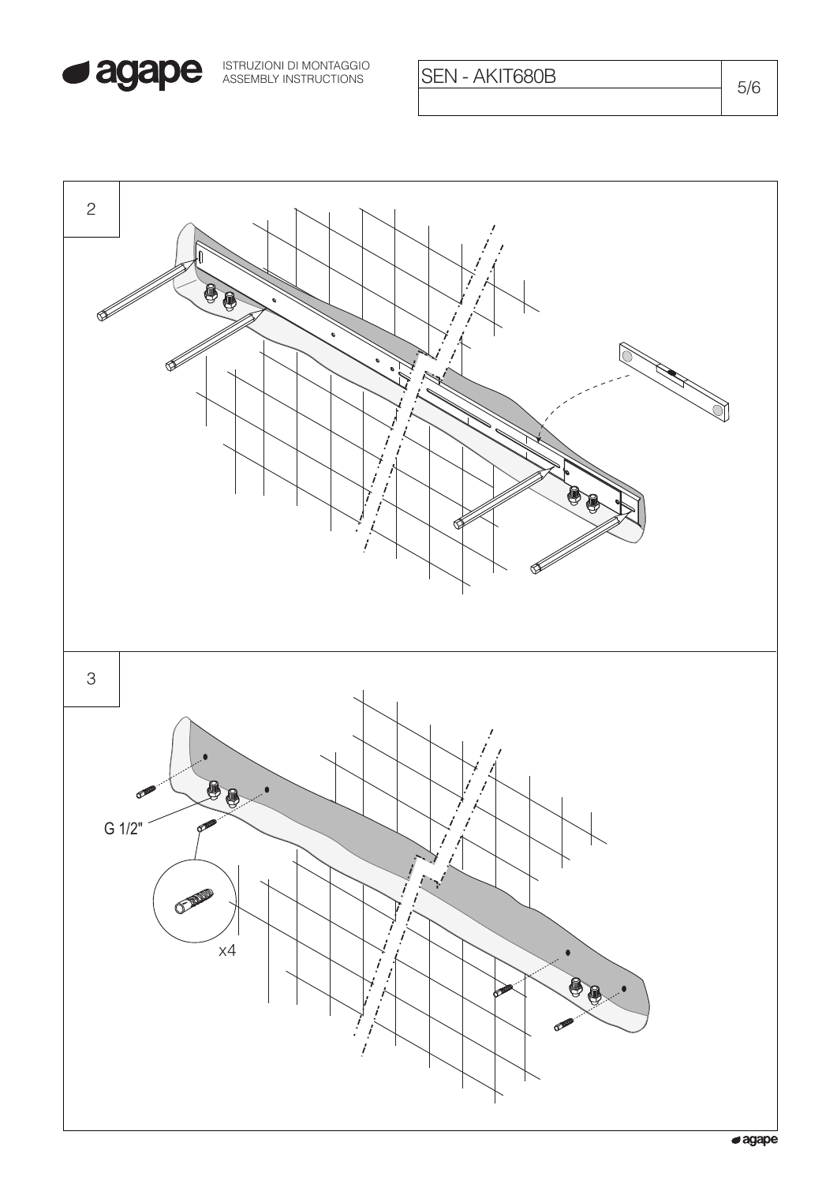2

3

G 1/2"

x4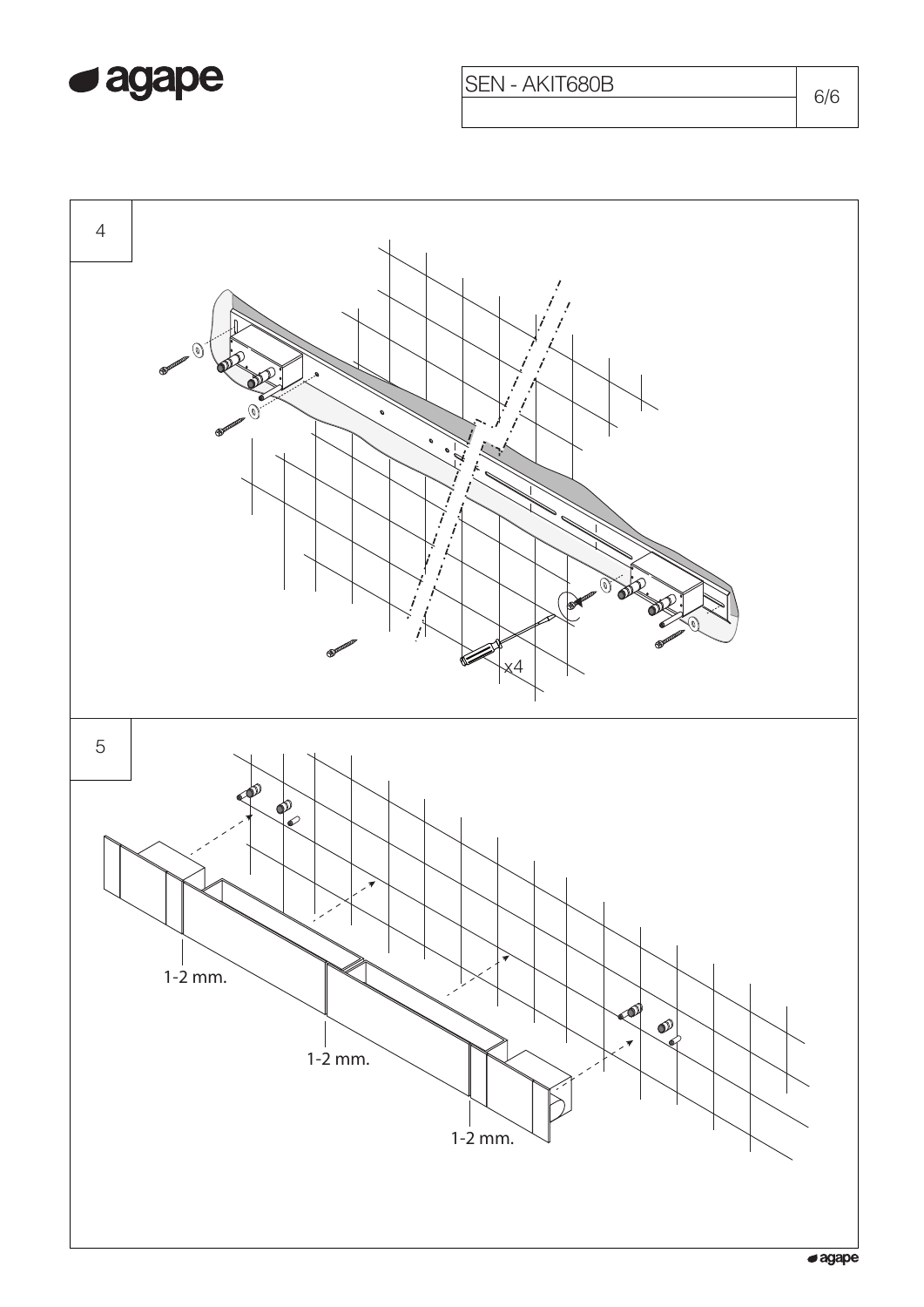SEN - AKIT680B

4

x4

5

1-2 mm.

1-2 mm.

1-2 mm.